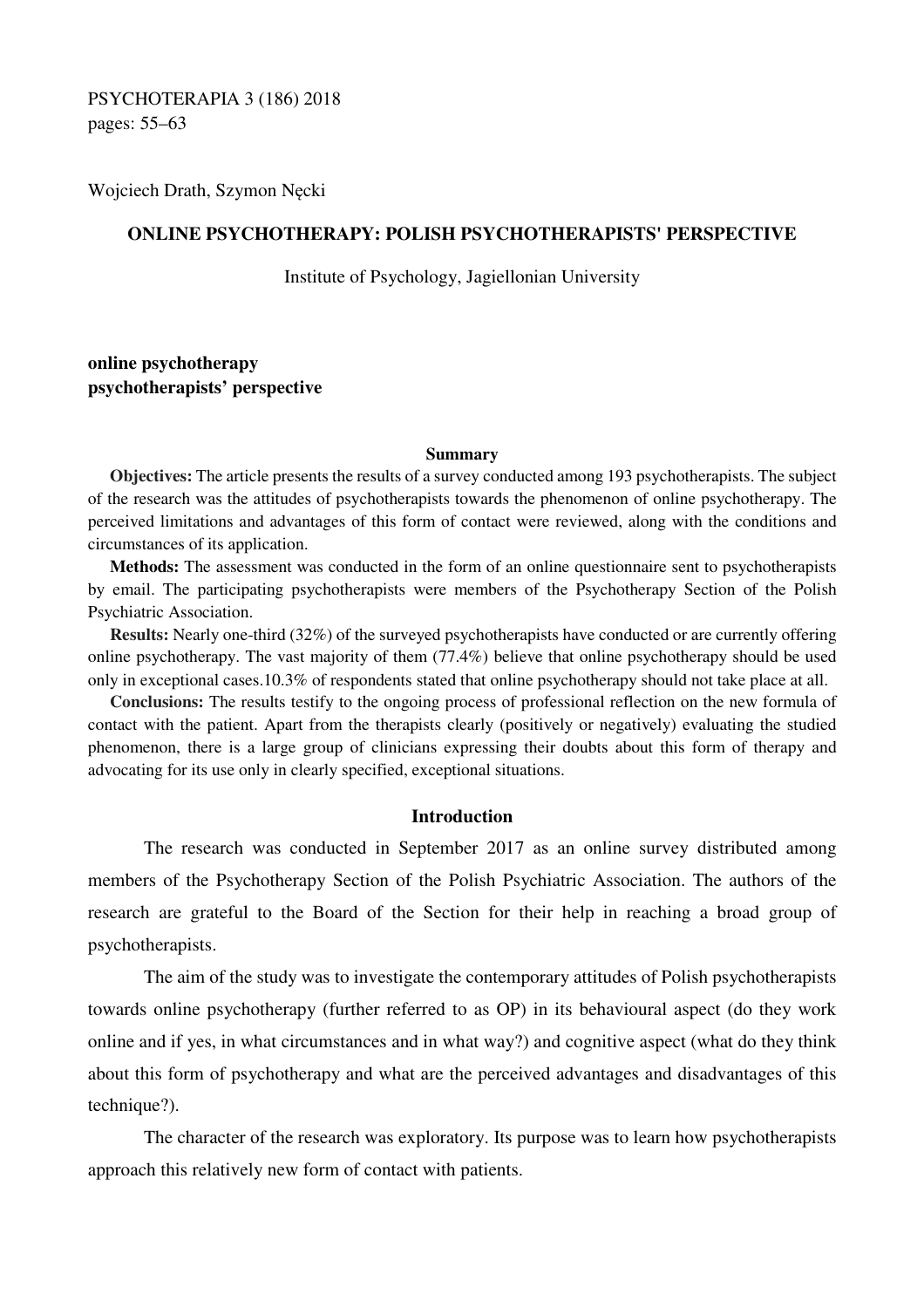PSYCHOTERAPIA 3 (186) 2018
pages: 55–63

Wojciech Drath, Szymon Nęcki

# ONLINE PSYCHOTHERAPY: POLISH PSYCHOTHERAPISTS' PERSPECTIVE

Institute of Psychology, Jagiellonian University

**online psychotherapy**
**psychotherapists' perspective**

### Summary

**Objectives:** The article presents the results of a survey conducted among 193 psychotherapists. The subject of the research was the attitudes of psychotherapists towards the phenomenon of online psychotherapy. The perceived limitations and advantages of this form of contact were reviewed, along with the conditions and circumstances of its application.

**Methods:** The assessment was conducted in the form of an online questionnaire sent to psychotherapists by email. The participating psychotherapists were members of the Psychotherapy Section of the Polish Psychiatric Association.

**Results:** Nearly one-third (32%) of the surveyed psychotherapists have conducted or are currently offering online psychotherapy. The vast majority of them (77.4%) believe that online psychotherapy should be used only in exceptional cases.10.3% of respondents stated that online psychotherapy should not take place at all.

**Conclusions:** The results testify to the ongoing process of professional reflection on the new formula of contact with the patient. Apart from the therapists clearly (positively or negatively) evaluating the studied phenomenon, there is a large group of clinicians expressing their doubts about this form of therapy and advocating for its use only in clearly specified, exceptional situations.

## Introduction

The research was conducted in September 2017 as an online survey distributed among members of the Psychotherapy Section of the Polish Psychiatric Association. The authors of the research are grateful to the Board of the Section for their help in reaching a broad group of psychotherapists.

The aim of the study was to investigate the contemporary attitudes of Polish psychotherapists towards online psychotherapy (further referred to as OP) in its behavioural aspect (do they work online and if yes, in what circumstances and in what way?) and cognitive aspect (what do they think about this form of psychotherapy and what are the perceived advantages and disadvantages of this technique?).

The character of the research was exploratory. Its purpose was to learn how psychotherapists approach this relatively new form of contact with patients.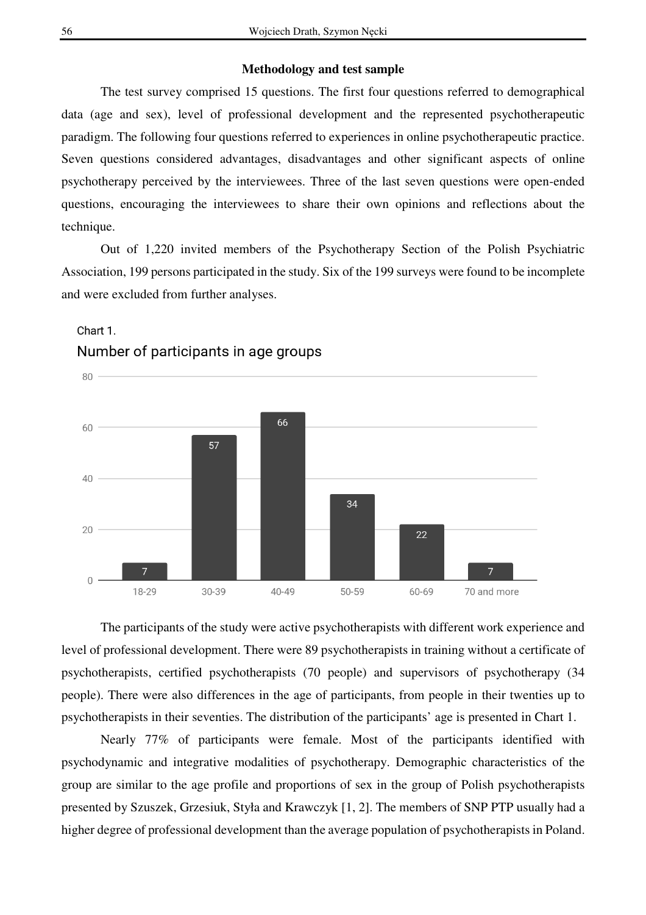**Methodology and test sample**

The test survey comprised 15 questions. The first four questions referred to demographical data (age and sex), level of professional development and the represented psychotherapeutic paradigm. The following four questions referred to experiences in online psychotherapeutic practice. Seven questions considered advantages, disadvantages and other significant aspects of online psychotherapy perceived by the interviewees. Three of the last seven questions were open-ended questions, encouraging the interviewees to share their own opinions and reflections about the technique.

Out of 1,220 invited members of the Psychotherapy Section of the Polish Psychiatric Association, 199 persons participated in the study. Six of the 199 surveys were found to be incomplete and were excluded from further analyses.

Chart 1.

Number of participants in age groups

| Age group | Number of participants |
|---|---|
| 18-29 | 7 |
| 30-39 | 57 |
| 40-49 | 66 |
| 50-59 | 34 |
| 60-69 | 22 |
| 70 and more | 7 |

The participants of the study were active psychotherapists with different work experience and level of professional development. There were 89 psychotherapists in training without a certificate of psychotherapists, certified psychotherapists (70 people) and supervisors of psychotherapy (34 people). There were also differences in the age of participants, from people in their twenties up to psychotherapists in their seventies. The distribution of the participants' age is presented in Chart 1.

Nearly 77% of participants were female. Most of the participants identified with psychodynamic and integrative modalities of psychotherapy. Demographic characteristics of the group are similar to the age profile and proportions of sex in the group of Polish psychotherapists presented by Szuszek, Grzesiuk, Styła and Krawczyk [1, 2]. The members of SNP PTP usually had a higher degree of professional development than the average population of psychotherapists in Poland.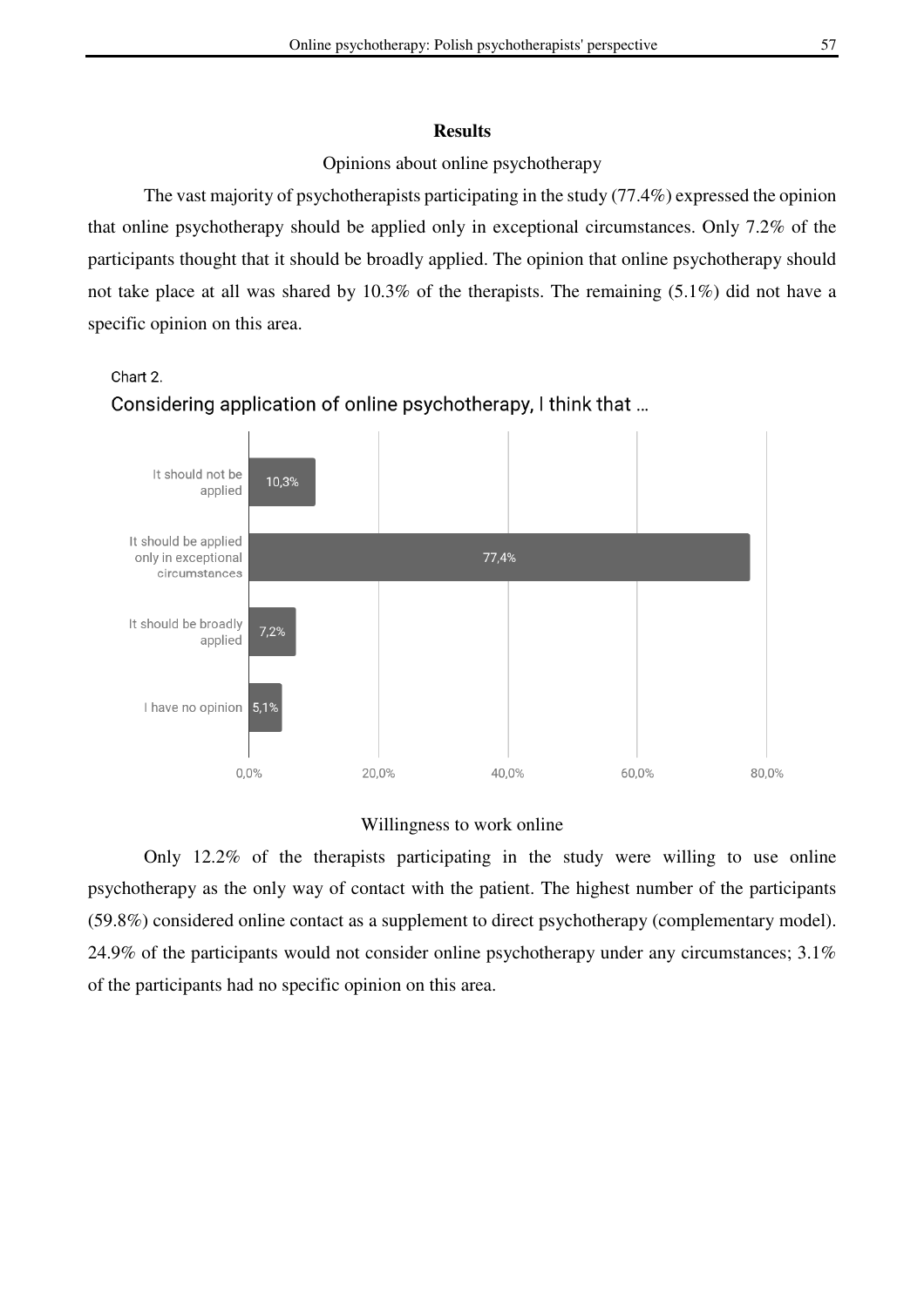## Results

### Opinions about online psychotherapy

The vast majority of psychotherapists participating in the study (77.4%) expressed the opinion that online psychotherapy should be applied only in exceptional circumstances. Only 7.2% of the participants thought that it should be broadly applied. The opinion that online psychotherapy should not take place at all was shared by 10.3% of the therapists. The remaining (5.1%) did not have a specific opinion on this area.

Chart 2.

Considering application of online psychotherapy, I think that ...

| Response | % |
|---|---|
| It should not be applied | 10,3% |
| It should be applied only in exceptional circumstances | 77,4% |
| It should be broadly applied | 7,2% |
| I have no opinion | 5,1% |

### Willingness to work online

Only 12.2% of the therapists participating in the study were willing to use online psychotherapy as the only way of contact with the patient. The highest number of the participants (59.8%) considered online contact as a supplement to direct psychotherapy (complementary model). 24.9% of the participants would not consider online psychotherapy under any circumstances; 3.1% of the participants had no specific opinion on this area.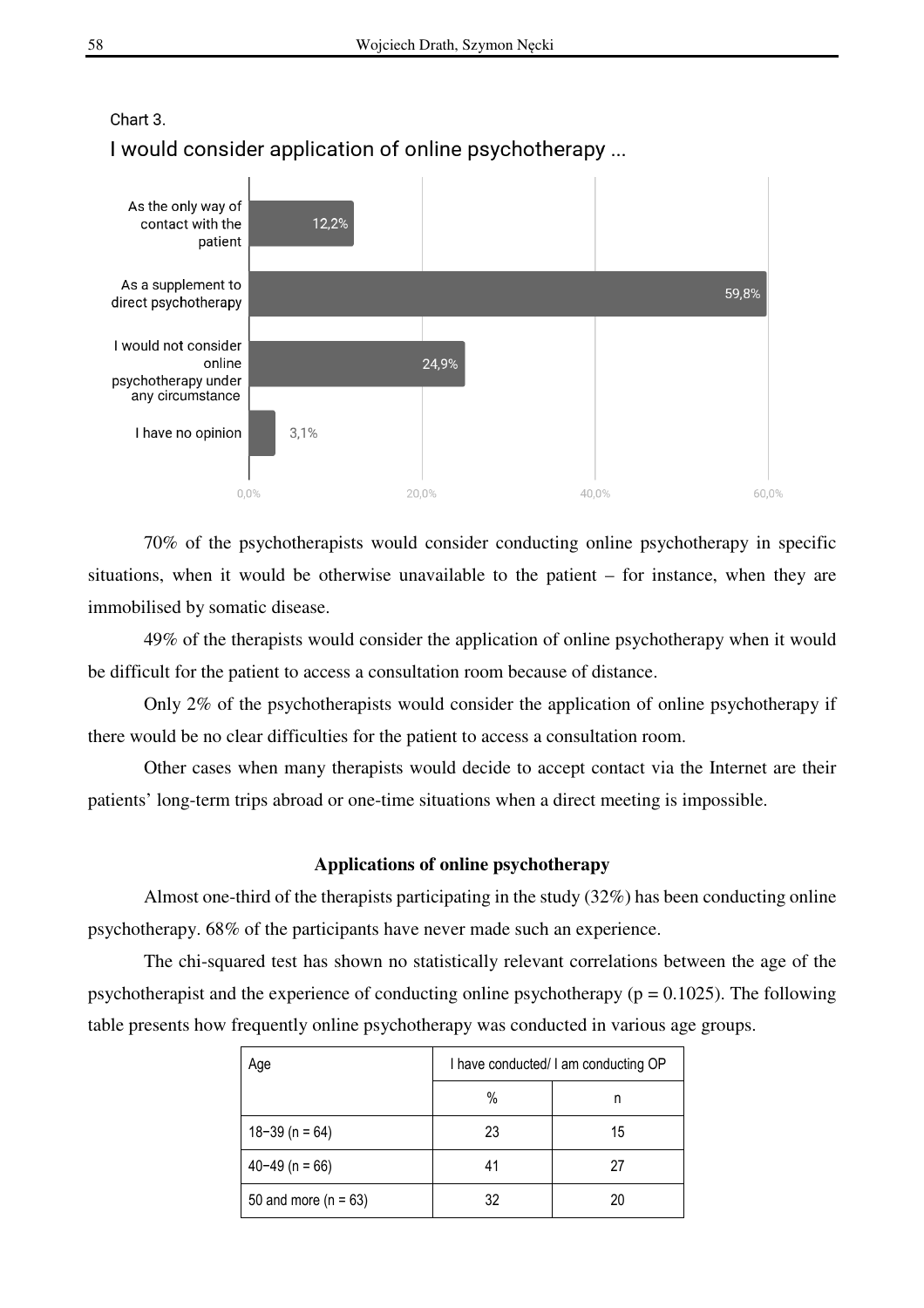Chart 3.

I would consider application of online psychotherapy ...

| | |
|---|---|
| As the only way of contact with the patient | 12,2% |
| As a supplement to direct psychotherapy | 59,8% |
| I would not consider online psychotherapy under any circumstance | 24,9% |
| I have no opinion | 3,1% |

70% of the psychotherapists would consider conducting online psychotherapy in specific situations, when it would be otherwise unavailable to the patient – for instance, when they are immobilised by somatic disease.

49% of the therapists would consider the application of online psychotherapy when it would be difficult for the patient to access a consultation room because of distance.

Only 2% of the psychotherapists would consider the application of online psychotherapy if there would be no clear difficulties for the patient to access a consultation room.

Other cases when many therapists would decide to accept contact via the Internet are their patients' long-term trips abroad or one-time situations when a direct meeting is impossible.

## Applications of online psychotherapy

Almost one-third of the therapists participating in the study (32%) has been conducting online psychotherapy. 68% of the participants have never made such an experience.

The chi-squared test has shown no statistically relevant correlations between the age of the psychotherapist and the experience of conducting online psychotherapy ($p = 0.1025$). The following table presents how frequently online psychotherapy was conducted in various age groups.

| Age | I have conducted/ I am conducting OP | |
|---|---|---|
| | % | n |
| 18–39 (n = 64) | 23 | 15 |
| 40–49 (n = 66) | 41 | 27 |
| 50 and more (n = 63) | 32 | 20 |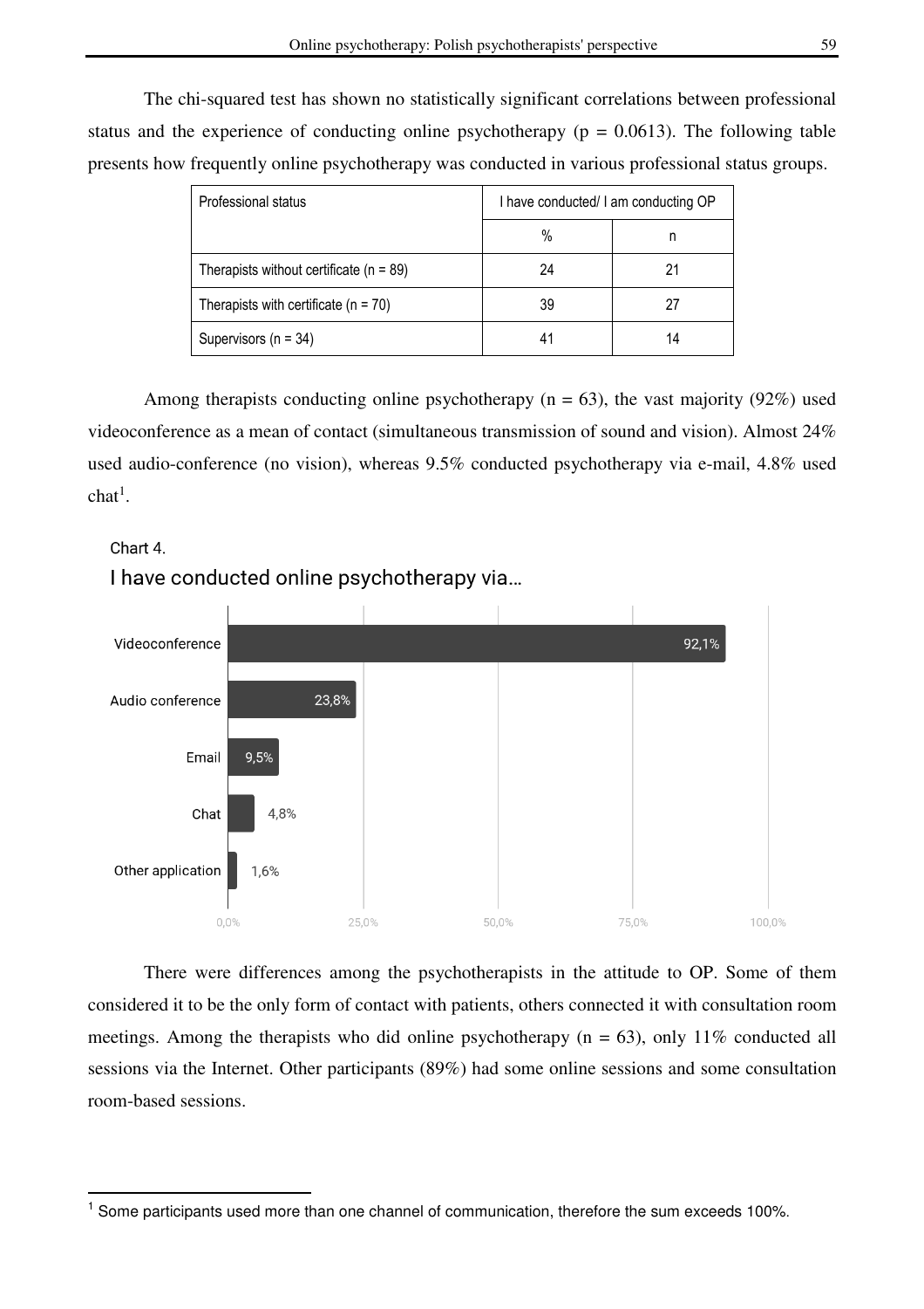The chi-squared test has shown no statistically significant correlations between professional status and the experience of conducting online psychotherapy ($p = 0.0613$). The following table presents how frequently online psychotherapy was conducted in various professional status groups.

| Professional status | I have conducted/ I am conducting OP | |
|---|---|---|
| | % | n |
| Therapists without certificate (n = 89) | 24 | 21 |
| Therapists with certificate (n = 70) | 39 | 27 |
| Supervisors (n = 34) | 41 | 14 |

Among therapists conducting online psychotherapy (n = 63), the vast majority (92%) used videoconference as a mean of contact (simultaneous transmission of sound and vision). Almost 24% used audio-conference (no vision), whereas 9.5% conducted psychotherapy via e-mail, 4.8% used chat[1].

Chart 4.

I have conducted online psychotherapy via...

| Channel | % |
|---|---|
| Videoconference | 92,1% |
| Audio conference | 23,8% |
| Email | 9,5% |
| Chat | 4,8% |
| Other application | 1,6% |

There were differences among the psychotherapists in the attitude to OP. Some of them considered it to be the only form of contact with patients, others connected it with consultation room meetings. Among the therapists who did online psychotherapy (n = 63), only 11% conducted all sessions via the Internet. Other participants (89%) had some online sessions and some consultation room-based sessions.

[1] Some participants used more than one channel of communication, therefore the sum exceeds 100%.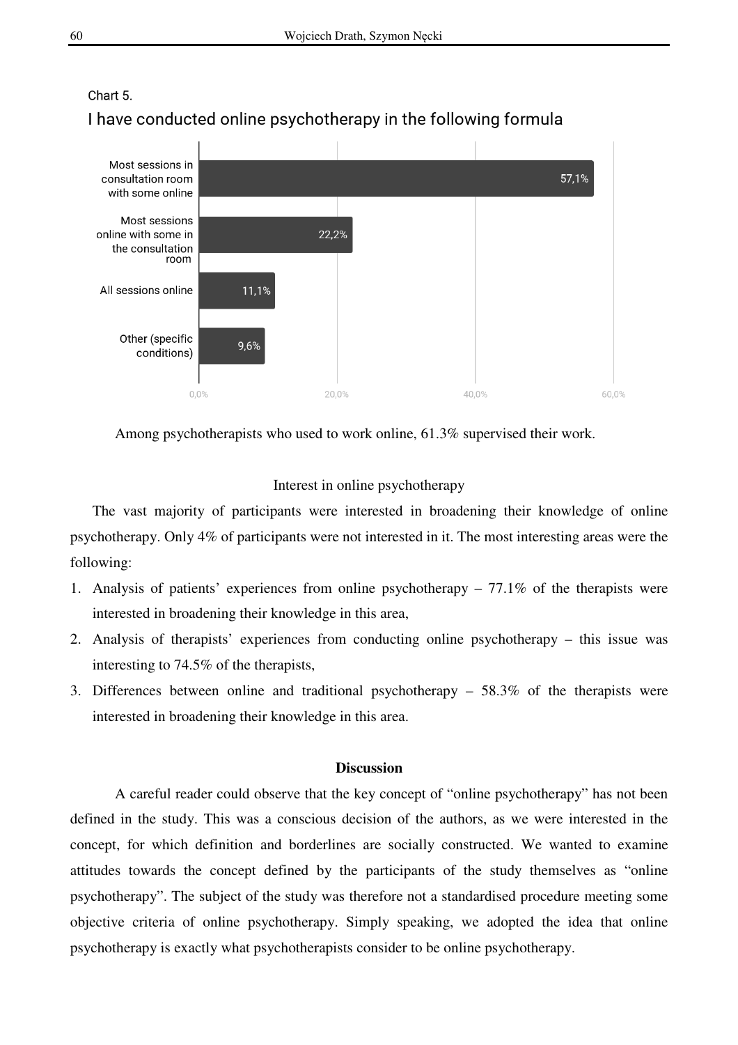Chart 5.

I have conducted online psychotherapy in the following formula

| Formula | % |
| --- | --- |
| Most sessions in consultation room with some online | 57,1% |
| Most sessions online with some in the consultation room | 22,2% |
| All sessions online | 11,1% |
| Other (specific conditions) | 9,6% |

Among psychotherapists who used to work online, 61.3% supervised their work.

### Interest in online psychotherapy

The vast majority of participants were interested in broadening their knowledge of online psychotherapy. Only 4% of participants were not interested in it. The most interesting areas were the following:

1. Analysis of patients' experiences from online psychotherapy – 77.1% of the therapists were interested in broadening their knowledge in this area,
2. Analysis of therapists' experiences from conducting online psychotherapy – this issue was interesting to 74.5% of the therapists,
3. Differences between online and traditional psychotherapy – 58.3% of the therapists were interested in broadening their knowledge in this area.

## Discussion

A careful reader could observe that the key concept of "online psychotherapy" has not been defined in the study. This was a conscious decision of the authors, as we were interested in the concept, for which definition and borderlines are socially constructed. We wanted to examine attitudes towards the concept defined by the participants of the study themselves as "online psychotherapy". The subject of the study was therefore not a standardised procedure meeting some objective criteria of online psychotherapy. Simply speaking, we adopted the idea that online psychotherapy is exactly what psychotherapists consider to be online psychotherapy.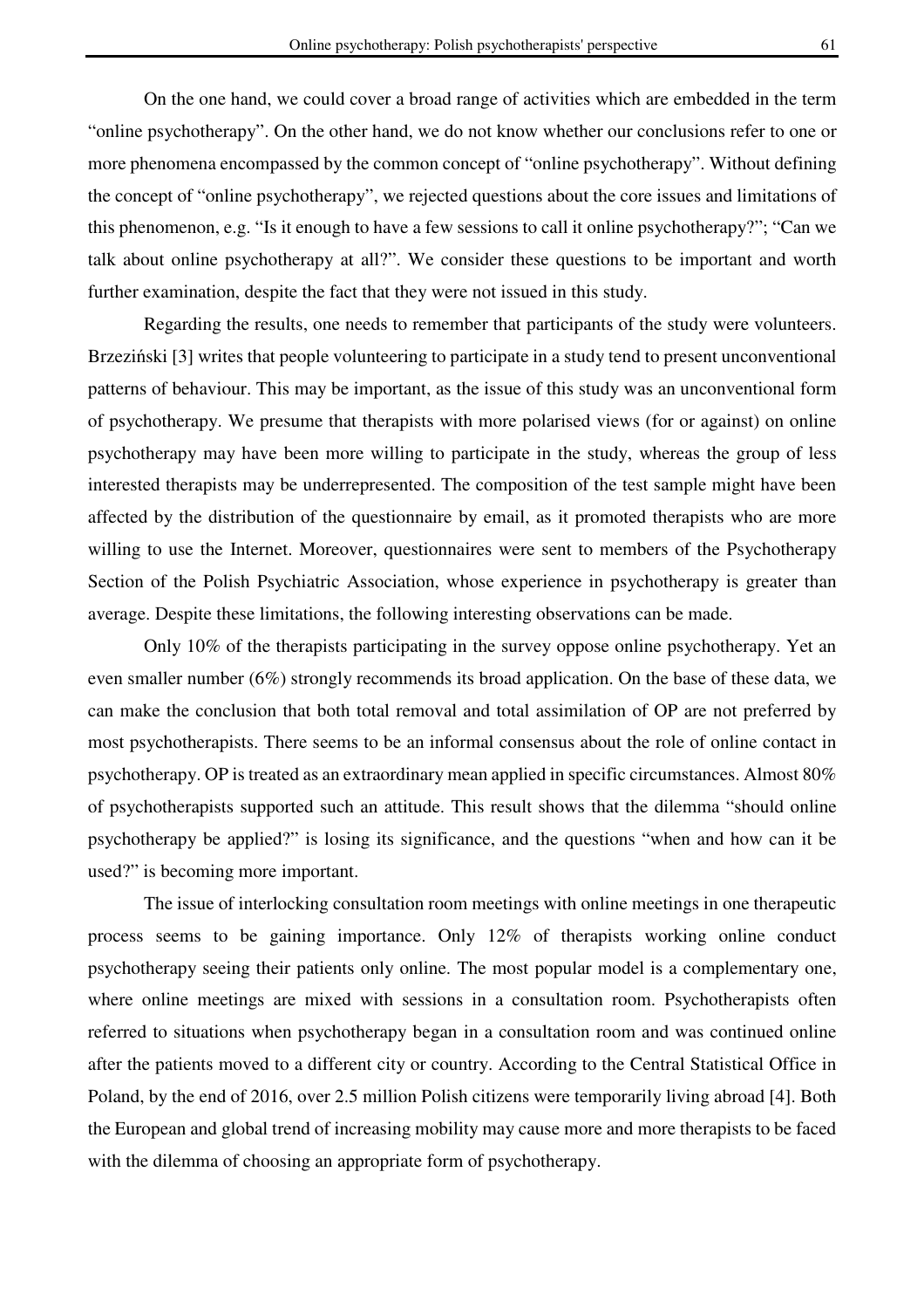On the one hand, we could cover a broad range of activities which are embedded in the term "online psychotherapy". On the other hand, we do not know whether our conclusions refer to one or more phenomena encompassed by the common concept of "online psychotherapy". Without defining the concept of "online psychotherapy", we rejected questions about the core issues and limitations of this phenomenon, e.g. "Is it enough to have a few sessions to call it online psychotherapy?"; "Can we talk about online psychotherapy at all?". We consider these questions to be important and worth further examination, despite the fact that they were not issued in this study.

Regarding the results, one needs to remember that participants of the study were volunteers. Brzeziński [3] writes that people volunteering to participate in a study tend to present unconventional patterns of behaviour. This may be important, as the issue of this study was an unconventional form of psychotherapy. We presume that therapists with more polarised views (for or against) on online psychotherapy may have been more willing to participate in the study, whereas the group of less interested therapists may be underrepresented. The composition of the test sample might have been affected by the distribution of the questionnaire by email, as it promoted therapists who are more willing to use the Internet. Moreover, questionnaires were sent to members of the Psychotherapy Section of the Polish Psychiatric Association, whose experience in psychotherapy is greater than average. Despite these limitations, the following interesting observations can be made.

Only 10% of the therapists participating in the survey oppose online psychotherapy. Yet an even smaller number (6%) strongly recommends its broad application. On the base of these data, we can make the conclusion that both total removal and total assimilation of OP are not preferred by most psychotherapists. There seems to be an informal consensus about the role of online contact in psychotherapy. OP is treated as an extraordinary mean applied in specific circumstances. Almost 80% of psychotherapists supported such an attitude. This result shows that the dilemma "should online psychotherapy be applied?" is losing its significance, and the questions "when and how can it be used?" is becoming more important.

The issue of interlocking consultation room meetings with online meetings in one therapeutic process seems to be gaining importance. Only 12% of therapists working online conduct psychotherapy seeing their patients only online. The most popular model is a complementary one, where online meetings are mixed with sessions in a consultation room. Psychotherapists often referred to situations when psychotherapy began in a consultation room and was continued online after the patients moved to a different city or country. According to the Central Statistical Office in Poland, by the end of 2016, over 2.5 million Polish citizens were temporarily living abroad [4]. Both the European and global trend of increasing mobility may cause more and more therapists to be faced with the dilemma of choosing an appropriate form of psychotherapy.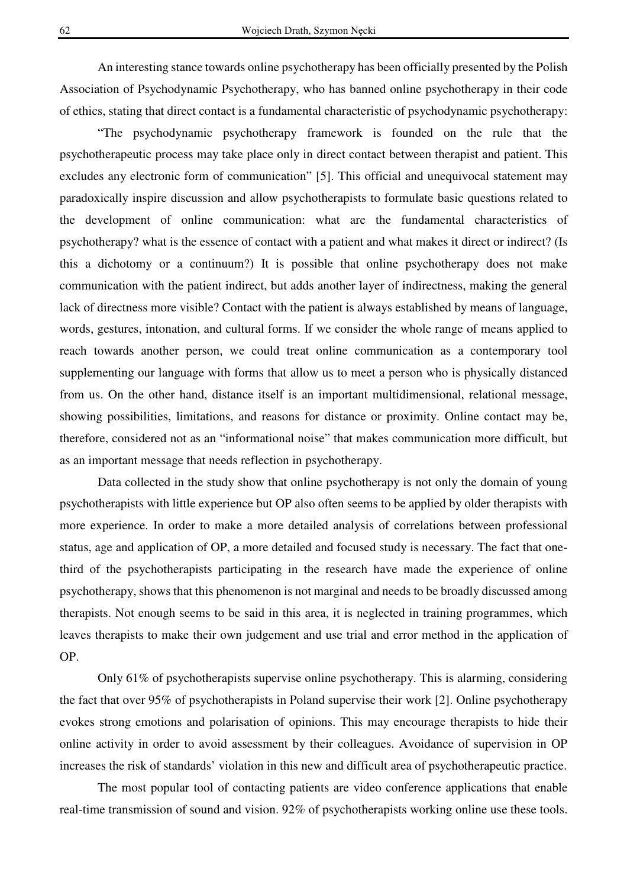An interesting stance towards online psychotherapy has been officially presented by the Polish Association of Psychodynamic Psychotherapy, who has banned online psychotherapy in their code of ethics, stating that direct contact is a fundamental characteristic of psychodynamic psychotherapy:

"The psychodynamic psychotherapy framework is founded on the rule that the psychotherapeutic process may take place only in direct contact between therapist and patient. This excludes any electronic form of communication" [5]. This official and unequivocal statement may paradoxically inspire discussion and allow psychotherapists to formulate basic questions related to the development of online communication: what are the fundamental characteristics of psychotherapy? what is the essence of contact with a patient and what makes it direct or indirect? (Is this a dichotomy or a continuum?) It is possible that online psychotherapy does not make communication with the patient indirect, but adds another layer of indirectness, making the general lack of directness more visible? Contact with the patient is always established by means of language, words, gestures, intonation, and cultural forms. If we consider the whole range of means applied to reach towards another person, we could treat online communication as a contemporary tool supplementing our language with forms that allow us to meet a person who is physically distanced from us. On the other hand, distance itself is an important multidimensional, relational message, showing possibilities, limitations, and reasons for distance or proximity. Online contact may be, therefore, considered not as an "informational noise" that makes communication more difficult, but as an important message that needs reflection in psychotherapy.

Data collected in the study show that online psychotherapy is not only the domain of young psychotherapists with little experience but OP also often seems to be applied by older therapists with more experience. In order to make a more detailed analysis of correlations between professional status, age and application of OP, a more detailed and focused study is necessary. The fact that one-third of the psychotherapists participating in the research have made the experience of online psychotherapy, shows that this phenomenon is not marginal and needs to be broadly discussed among therapists. Not enough seems to be said in this area, it is neglected in training programmes, which leaves therapists to make their own judgement and use trial and error method in the application of OP.

Only 61% of psychotherapists supervise online psychotherapy. This is alarming, considering the fact that over 95% of psychotherapists in Poland supervise their work [2]. Online psychotherapy evokes strong emotions and polarisation of opinions. This may encourage therapists to hide their online activity in order to avoid assessment by their colleagues. Avoidance of supervision in OP increases the risk of standards' violation in this new and difficult area of psychotherapeutic practice.

The most popular tool of contacting patients are video conference applications that enable real-time transmission of sound and vision. 92% of psychotherapists working online use these tools.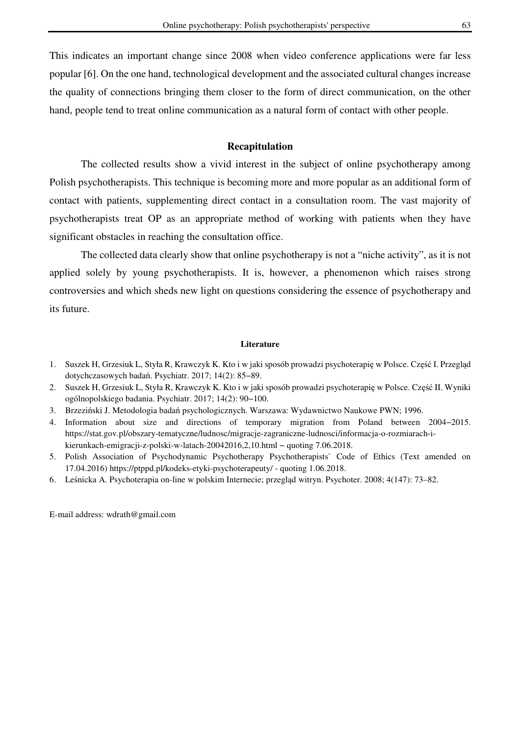This indicates an important change since 2008 when video conference applications were far less popular [6]. On the one hand, technological development and the associated cultural changes increase the quality of connections bringing them closer to the form of direct communication, on the other hand, people tend to treat online communication as a natural form of contact with other people.

## Recapitulation

The collected results show a vivid interest in the subject of online psychotherapy among Polish psychotherapists. This technique is becoming more and more popular as an additional form of contact with patients, supplementing direct contact in a consultation room. The vast majority of psychotherapists treat OP as an appropriate method of working with patients when they have significant obstacles in reaching the consultation office.

The collected data clearly show that online psychotherapy is not a "niche activity", as it is not applied solely by young psychotherapists. It is, however, a phenomenon which raises strong controversies and which sheds new light on questions considering the essence of psychotherapy and its future.

## Literature

1. Suszek H, Grzesiuk L, Styła R, Krawczyk K. Kto i w jaki sposób prowadzi psychoterapię w Polsce. Część I. Przegląd dotychczasowych badań. Psychiatr. 2017; 14(2): 85–89.
2. Suszek H, Grzesiuk L, Styła R, Krawczyk K. Kto i w jaki sposób prowadzi psychoterapię w Polsce. Część II. Wyniki ogólnopolskiego badania. Psychiatr. 2017; 14(2): 90–100.
3. Brzeziński J. Metodologia badań psychologicznych. Warszawa: Wydawnictwo Naukowe PWN; 1996.
4. Information about size and directions of temporary migration from Poland between 2004–2015. https://stat.gov.pl/obszary-tematyczne/ludnosc/migracje-zagraniczne-ludnosci/informacja-o-rozmiarach-i-kierunkach-emigracji-z-polski-w-latach-20042016,2,10.html – quoting 7.06.2018.
5. Polish Association of Psychodynamic Psychotherapy Psychotherapists` Code of Ethics (Text amended on 17.04.2016) https://ptppd.pl/kodeks-etyki-psychoterapeuty/ - quoting 1.06.2018.
6. Leśnicka A. Psychoterapia on-line w polskim Internecie; przegląd witryn. Psychoter. 2008; 4(147): 73–82.

E-mail address: wdrath@gmail.com